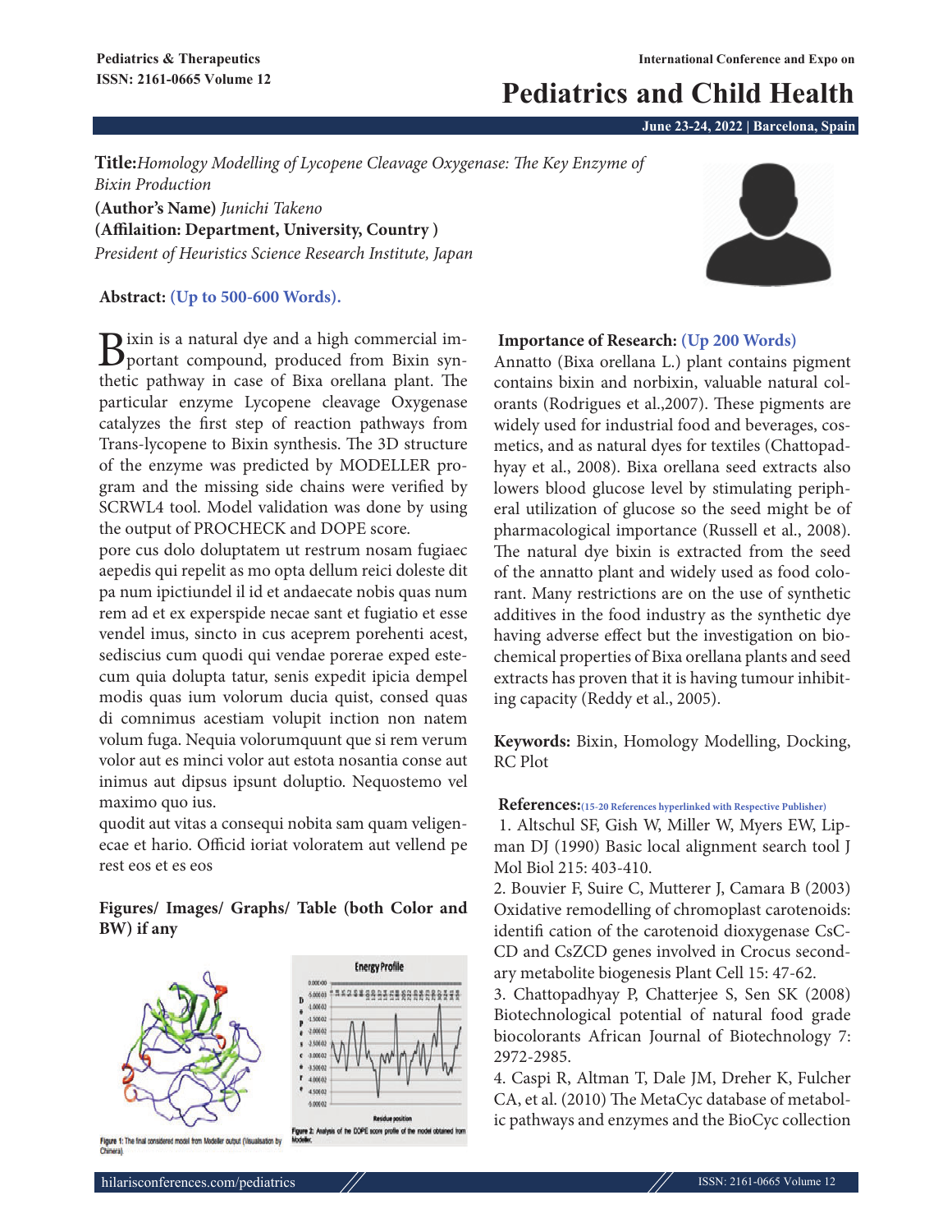**Title:** *Homology Modelling of Lycopene Cleavage Oxygenase: The Key Enzyme of Bixin Production*

**(Author's Name)** *Junichi Takeno*

**(Affilaition: Department, University, Country )**

*President of Heuristics Science Research Institute, Japan*

**Abstract:** **(Up to 500-600 Words).**

Bixin is a natural dye and a high commercial important compound, produced from Bixin synthetic pathway in case of Bixa orellana plant. The particular enzyme Lycopene cleavage Oxygenase catalyzes the first step of reaction pathways from Trans-lycopene to Bixin synthesis. The 3D structure of the enzyme was predicted by MODELLER program and the missing side chains were verified by SCRWL4 tool. Model validation was done by using the output of PROCHECK and DOPE score.

pore cus dolo doluptatem ut restrum nosam fugiaec aepedis qui repelit as mo opta dellum reici doleste dit pa num ipictiundel il id et andaecate nobis quas num rem ad et ex experspide necae sant et fugiatio et esse vendel imus, sincto in cus aceprem porehenti acest, sediscius cum quodi qui vendae porerae exped estecum quia dolupta tatur, senis expedit ipicia dempel modis quas ium volorum ducia quist, consed quas di comnimus acestiam volupit inction non natem volum fuga. Nequia volorumquunt que si rem verum volor aut es minci volor aut estota nosantia conse aut inimus aut dipsus ipsunt doluptio. Nequostemo vel maximo quo ius.

quodit aut vitas a consequi nobita sam quam veligenecae et hario. Officid ioriat voloratem aut vellend pe rest eos et es eos

**Figures/ Images/ Graphs/ Table (both Color and BW) if any**

Figure 1: The final considered model from Modeller output (Visualisation by Chimera)

Energy Profile

Residue position

Figure 2: Analysis of the DOPE score profile of the model obtained from Modeller.

**Importance of Research:** **(Up 200 Words)**

Annatto (Bixa orellana L.) plant contains pigment contains bixin and norbixin, valuable natural colorants (Rodrigues et al.,2007). These pigments are widely used for industrial food and beverages, cosmetics, and as natural dyes for textiles (Chattopadhyay et al., 2008). Bixa orellana seed extracts also lowers blood glucose level by stimulating peripheral utilization of glucose so the seed might be of pharmacological importance (Russell et al., 2008). The natural dye bixin is extracted from the seed of the annatto plant and widely used as food colorant. Many restrictions are on the use of synthetic additives in the food industry as the synthetic dye having adverse effect but the investigation on biochemical properties of Bixa orellana plants and seed extracts has proven that it is having tumour inhibiting capacity (Reddy et al., 2005).

**Keywords:** Bixin, Homology Modelling, Docking, RC Plot

**References:** **(15-20 References hyperlinked with Respective Publisher)**

1. Altschul SF, Gish W, Miller W, Myers EW, Lipman DJ (1990) Basic local alignment search tool J Mol Biol 215: 403-410.
2. Bouvier F, Suire C, Mutterer J, Camara B (2003) Oxidative remodelling of chromoplast carotenoids: identifi cation of the carotenoid dioxygenase CsCCD and CsZCD genes involved in Crocus secondary metabolite biogenesis Plant Cell 15: 47-62.
3. Chattopadhyay P, Chatterjee S, Sen SK (2008) Biotechnological potential of natural food grade biocolorants African Journal of Biotechnology 7: 2972-2985.
4. Caspi R, Altman T, Dale JM, Dreher K, Fulcher CA, et al. (2010) The MetaCyc database of metabolic pathways and enzymes and the BioCyc collection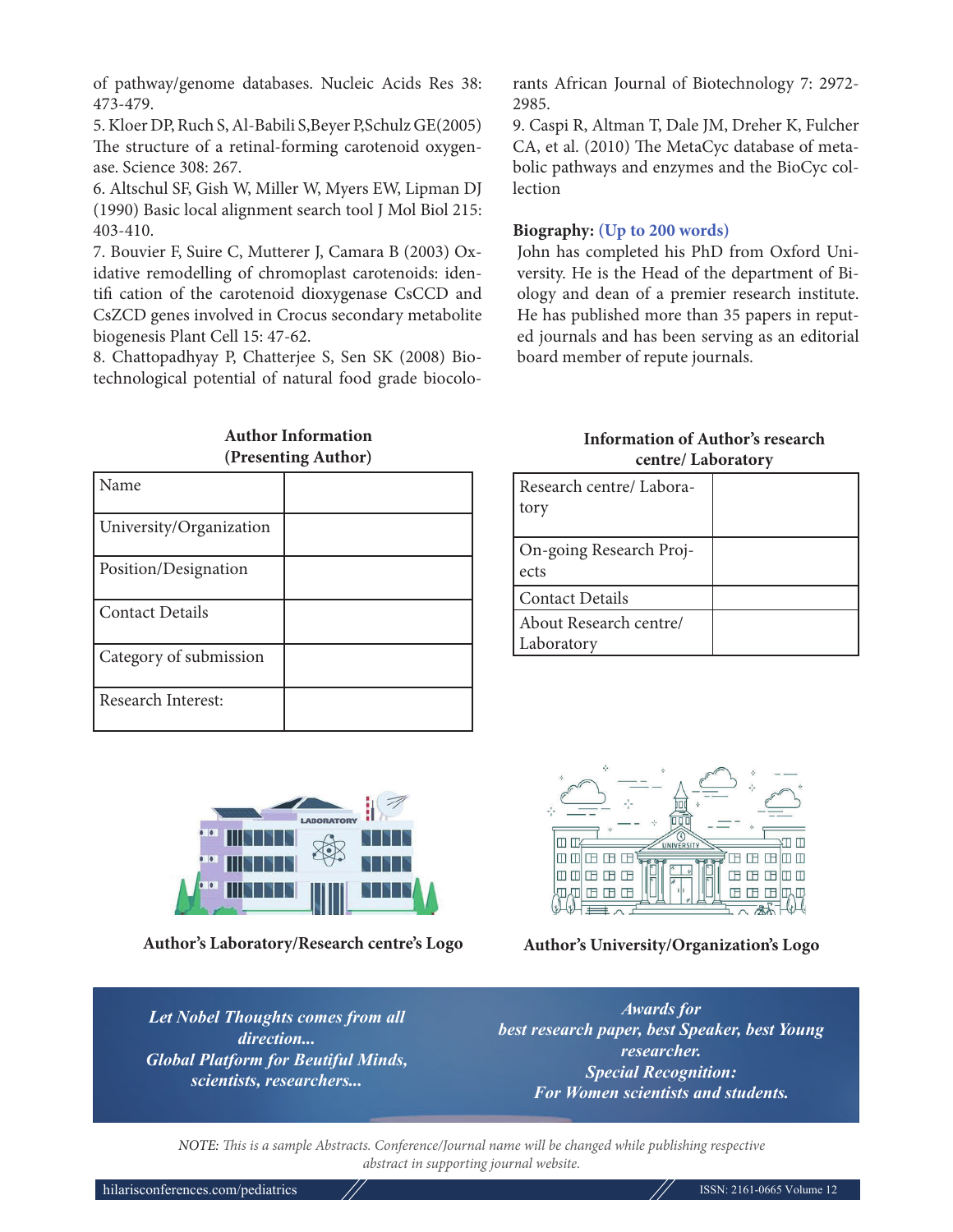of pathway/genome databases. Nucleic Acids Res 38: 473-479.

5. Kloer DP, Ruch S, Al-Babili S,Beyer P,Schulz GE(2005) The structure of a retinal-forming carotenoid oxygenase. Science 308: 267.

6. Altschul SF, Gish W, Miller W, Myers EW, Lipman DJ (1990) Basic local alignment search tool J Mol Biol 215: 403-410.

7. Bouvier F, Suire C, Mutterer J, Camara B (2003) Oxidative remodelling of chromoplast carotenoids: identifi cation of the carotenoid dioxygenase CsCCD and CsZCD genes involved in Crocus secondary metabolite biogenesis Plant Cell 15: 47-62.

8. Chattopadhyay P, Chatterjee S, Sen SK (2008) Biotechnological potential of natural food grade biocolorants African Journal of Biotechnology 7: 2972-2985.

9. Caspi R, Altman T, Dale JM, Dreher K, Fulcher CA, et al. (2010) The MetaCyc database of metabolic pathways and enzymes and the BioCyc collection

**Biography: (Up to 200 words)**

John has completed his PhD from Oxford University. He is the Head of the department of Biology and dean of a premier research institute. He has published more than 35 papers in reputed journals and has been serving as an editorial board member of repute journals.

**Author Information (Presenting Author)**

| | |
|---|---|
| Name | |
| University/Organization | |
| Position/Designation | |
| Contact Details | |
| Category of submission | |
| Research Interest: | |

**Information of Author's research centre/ Laboratory**

| | |
|---|---|
| Research centre/ Laboratory | |
| On-going Research Projects | |
| Contact Details | |
| About Research centre/ Laboratory | |

**Author's Laboratory/Research centre's Logo**

**Author's University/Organization's Logo**

***Let Nobel Thoughts comes from all direction...***
***Global Platform for Beutiful Minds, scientists, researchers...***

***Awards for***
***best research paper, best Speaker, best Young researcher.***
***Special Recognition:***
***For Women scientists and students.***

*NOTE: This is a sample Abstracts. Conference/Journal name will be changed while publishing respective abstract in supporting journal website.*